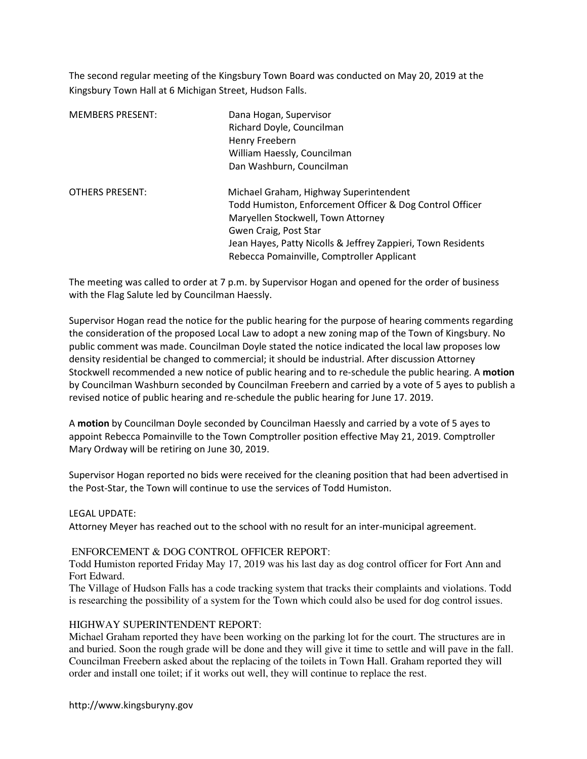The second regular meeting of the Kingsbury Town Board was conducted on May 20, 2019 at the Kingsbury Town Hall at 6 Michigan Street, Hudson Falls.

MEMBERS PRESENT: Dana Hogan, Supervisor
Richard Doyle, Councilman
Henry Freebern
William Haessly, Councilman
Dan Washburn, Councilman

OTHERS PRESENT: Michael Graham, Highway Superintendent
Todd Humiston, Enforcement Officer & Dog Control Officer
Maryellen Stockwell, Town Attorney
Gwen Craig, Post Star
Jean Hayes, Patty Nicolls & Jeffrey Zappieri, Town Residents
Rebecca Pomainville, Comptroller Applicant

The meeting was called to order at 7 p.m. by Supervisor Hogan and opened for the order of business with the Flag Salute led by Councilman Haessly.

Supervisor Hogan read the notice for the public hearing for the purpose of hearing comments regarding the consideration of the proposed Local Law to adopt a new zoning map of the Town of Kingsbury. No public comment was made. Councilman Doyle stated the notice indicated the local law proposes low density residential be changed to commercial; it should be industrial. After discussion Attorney Stockwell recommended a new notice of public hearing and to re-schedule the public hearing. A **motion** by Councilman Washburn seconded by Councilman Freebern and carried by a vote of 5 ayes to publish a revised notice of public hearing and re-schedule the public hearing for June 17. 2019.

A **motion** by Councilman Doyle seconded by Councilman Haessly and carried by a vote of 5 ayes to appoint Rebecca Pomainville to the Town Comptroller position effective May 21, 2019. Comptroller Mary Ordway will be retiring on June 30, 2019.

Supervisor Hogan reported no bids were received for the cleaning position that had been advertised in the Post-Star, the Town will continue to use the services of Todd Humiston.

LEGAL UPDATE:
Attorney Meyer has reached out to the school with no result for an inter-municipal agreement.

ENFORCEMENT & DOG CONTROL OFFICER REPORT:
Todd Humiston reported Friday May 17, 2019 was his last day as dog control officer for Fort Ann and Fort Edward.
The Village of Hudson Falls has a code tracking system that tracks their complaints and violations. Todd is researching the possibility of a system for the Town which could also be used for dog control issues.

HIGHWAY SUPERINTENDENT REPORT:
Michael Graham reported they have been working on the parking lot for the court. The structures are in and buried. Soon the rough grade will be done and they will give it time to settle and will pave in the fall. Councilman Freebern asked about the replacing of the toilets in Town Hall. Graham reported they will order and install one toilet; if it works out well, they will continue to replace the rest.

http://www.kingsburyny.gov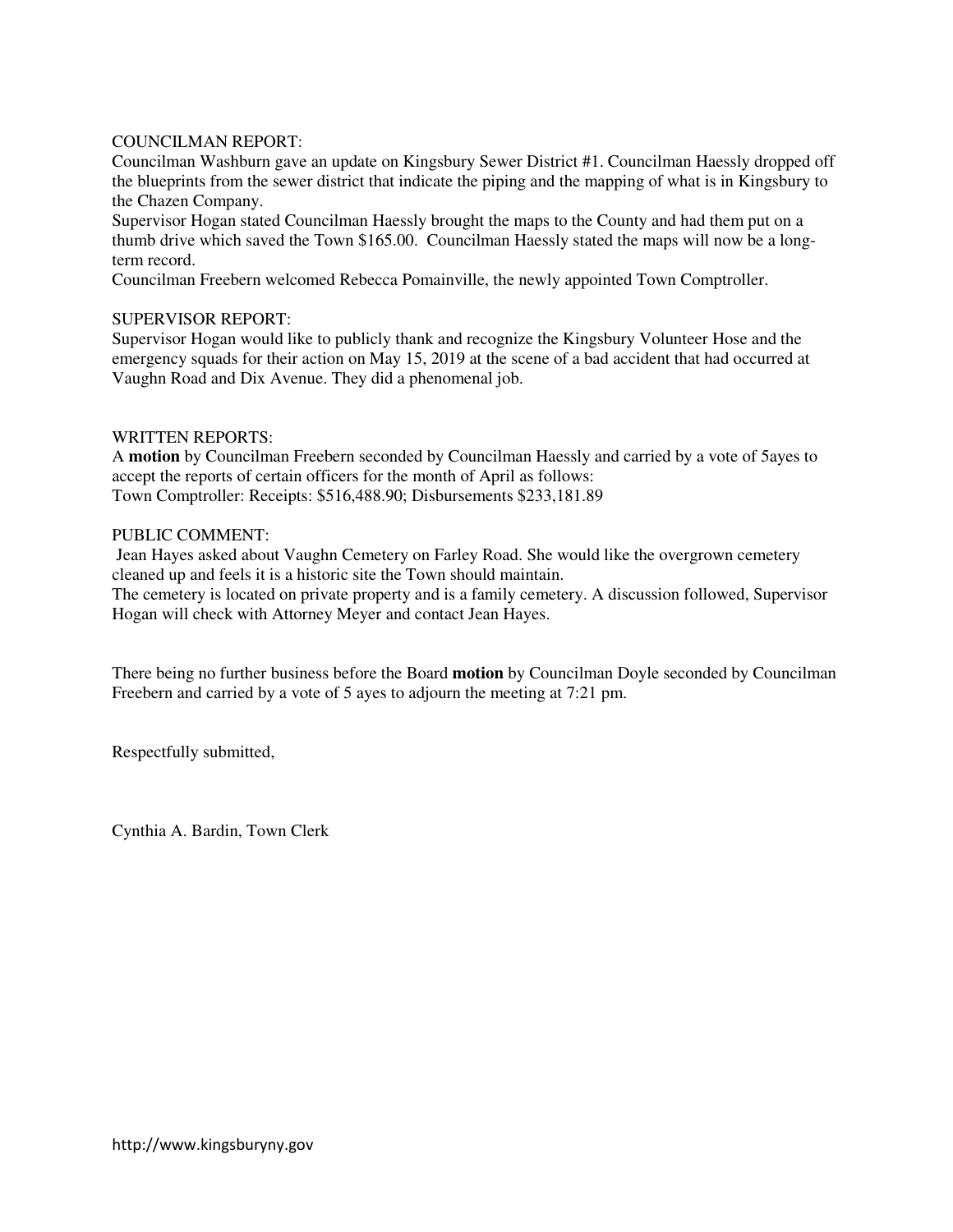COUNCILMAN REPORT:

Councilman Washburn gave an update on Kingsbury Sewer District #1. Councilman Haessly dropped off the blueprints from the sewer district that indicate the piping and the mapping of what is in Kingsbury to the Chazen Company.

Supervisor Hogan stated Councilman Haessly brought the maps to the County and had them put on a thumb drive which saved the Town $165.00. Councilman Haessly stated the maps will now be a long-term record.

Councilman Freebern welcomed Rebecca Pomainville, the newly appointed Town Comptroller.

SUPERVISOR REPORT:

Supervisor Hogan would like to publicly thank and recognize the Kingsbury Volunteer Hose and the emergency squads for their action on May 15, 2019 at the scene of a bad accident that had occurred at Vaughn Road and Dix Avenue. They did a phenomenal job.

WRITTEN REPORTS:

A **motion** by Councilman Freebern seconded by Councilman Haessly and carried by a vote of 5ayes to accept the reports of certain officers for the month of April as follows:

Town Comptroller: Receipts: $516,488.90; Disbursements $233,181.89

PUBLIC COMMENT:

Jean Hayes asked about Vaughn Cemetery on Farley Road. She would like the overgrown cemetery cleaned up and feels it is a historic site the Town should maintain.

The cemetery is located on private property and is a family cemetery. A discussion followed, Supervisor Hogan will check with Attorney Meyer and contact Jean Hayes.

There being no further business before the Board **motion** by Councilman Doyle seconded by Councilman Freebern and carried by a vote of 5 ayes to adjourn the meeting at 7:21 pm.

Respectfully submitted,

Cynthia A. Bardin, Town Clerk

http://www.kingsburyny.gov